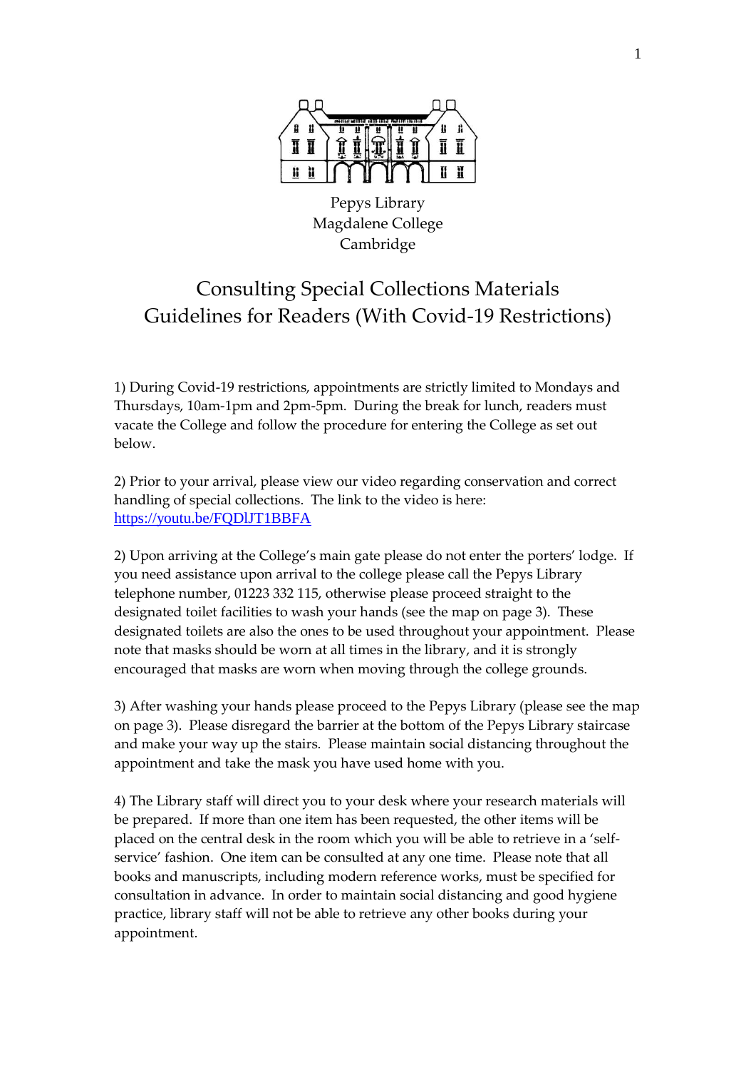Pepys Library
Magdalene College
Cambridge

# Consulting Special Collections Materials
# Guidelines for Readers (With Covid-19 Restrictions)

1) During Covid-19 restrictions, appointments are strictly limited to Mondays and Thursdays, 10am-1pm and 2pm-5pm. During the break for lunch, readers must vacate the College and follow the procedure for entering the College as set out below.

2) Prior to your arrival, please view our video regarding conservation and correct handling of special collections. The link to the video is here: https://youtu.be/FQDlJT1BBFA

2) Upon arriving at the College's main gate please do not enter the porters' lodge. If you need assistance upon arrival to the college please call the Pepys Library telephone number, 01223 332 115, otherwise please proceed straight to the designated toilet facilities to wash your hands (see the map on page 3). These designated toilets are also the ones to be used throughout your appointment. Please note that masks should be worn at all times in the library, and it is strongly encouraged that masks are worn when moving through the college grounds.

3) After washing your hands please proceed to the Pepys Library (please see the map on page 3). Please disregard the barrier at the bottom of the Pepys Library staircase and make your way up the stairs. Please maintain social distancing throughout the appointment and take the mask you have used home with you.

4) The Library staff will direct you to your desk where your research materials will be prepared. If more than one item has been requested, the other items will be placed on the central desk in the room which you will be able to retrieve in a 'self-service' fashion. One item can be consulted at any one time. Please note that all books and manuscripts, including modern reference works, must be specified for consultation in advance. In order to maintain social distancing and good hygiene practice, library staff will not be able to retrieve any other books during your appointment.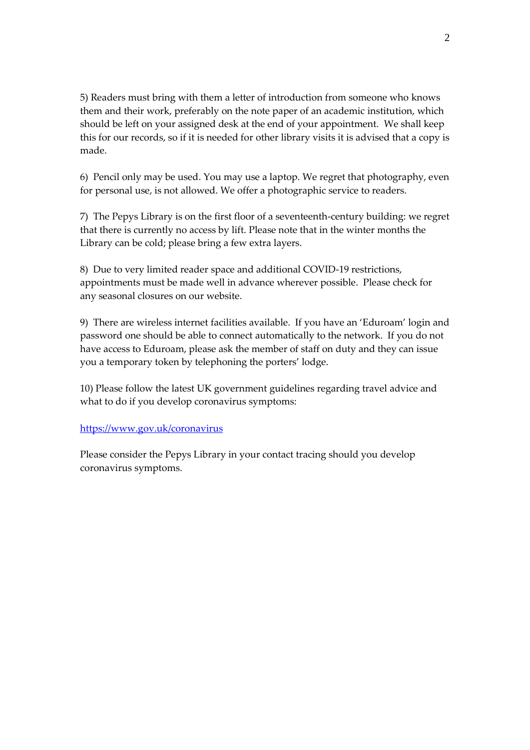5) Readers must bring with them a letter of introduction from someone who knows them and their work, preferably on the note paper of an academic institution, which should be left on your assigned desk at the end of your appointment. We shall keep this for our records, so if it is needed for other library visits it is advised that a copy is made.

6) Pencil only may be used. You may use a laptop. We regret that photography, even for personal use, is not allowed. We offer a photographic service to readers.

7) The Pepys Library is on the first floor of a seventeenth-century building: we regret that there is currently no access by lift. Please note that in the winter months the Library can be cold; please bring a few extra layers.

8) Due to very limited reader space and additional COVID-19 restrictions, appointments must be made well in advance wherever possible. Please check for any seasonal closures on our website.

9) There are wireless internet facilities available. If you have an 'Eduroam' login and password one should be able to connect automatically to the network. If you do not have access to Eduroam, please ask the member of staff on duty and they can issue you a temporary token by telephoning the porters' lodge.

10) Please follow the latest UK government guidelines regarding travel advice and what to do if you develop coronavirus symptoms:

https://www.gov.uk/coronavirus

Please consider the Pepys Library in your contact tracing should you develop coronavirus symptoms.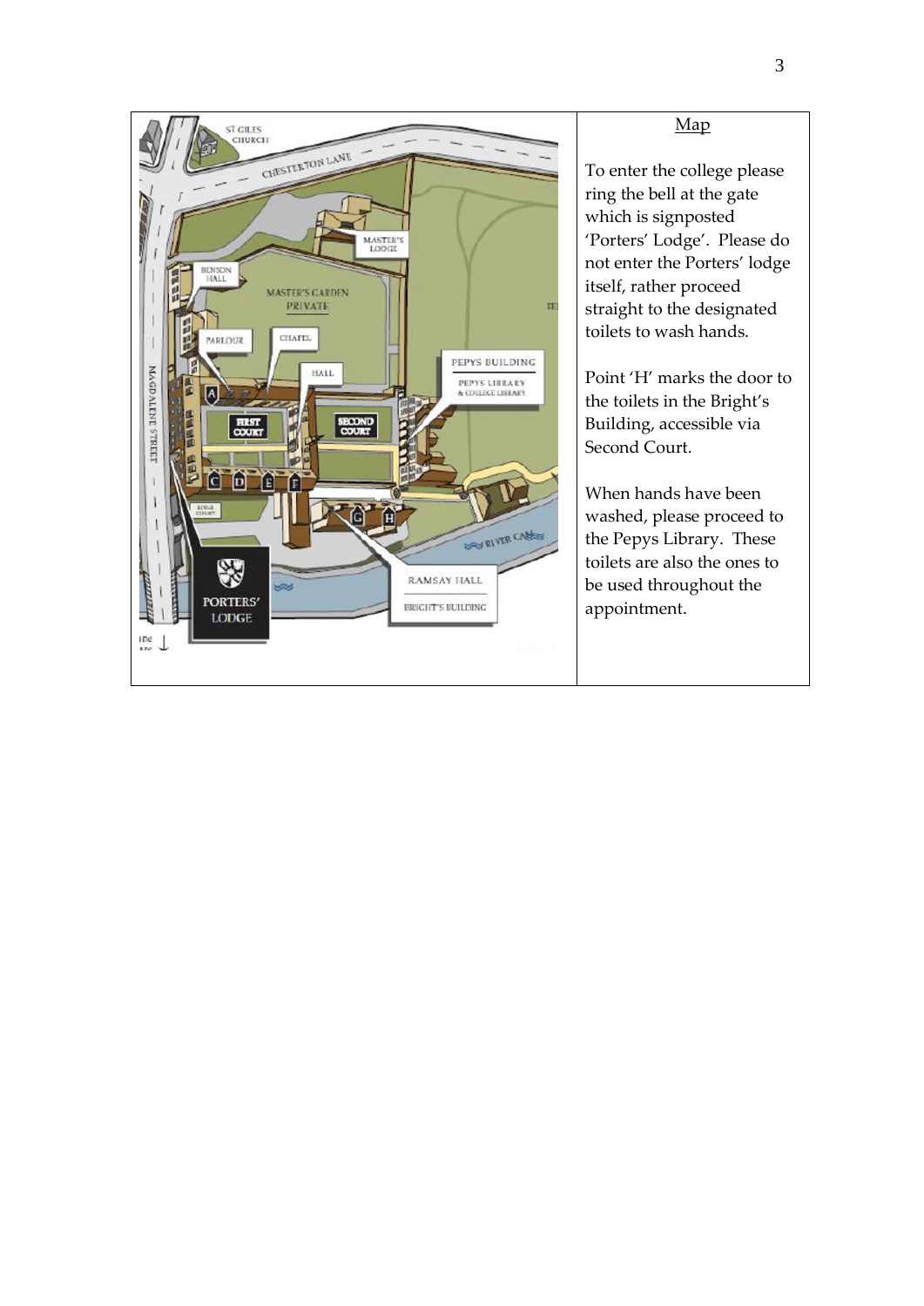ST GILES CHURCH

CHESTERTON LANE

MASTER'S LODGE

BENSON HALL

MASTER'S GARDEN PRIVATE

PARLOUR

CHAPEL

HALL

PEPYS BUILDING

PEPYS LIBRARY & COLLEGE LIBRARY

FIRST COURT

SECOND COURT

A

C D E F

G H

MAGDALENE STREET

RIVER CAM

RAMSAY HALL

BRIGHT'S BUILDING

PORTERS' LODGE

## Map

To enter the college please ring the bell at the gate which is signposted 'Porters' Lodge'. Please do not enter the Porters' lodge itself, rather proceed straight to the designated toilets to wash hands.

Point 'H' marks the door to the toilets in the Bright's Building, accessible via Second Court.

When hands have been washed, please proceed to the Pepys Library. These toilets are also the ones to be used throughout the appointment.